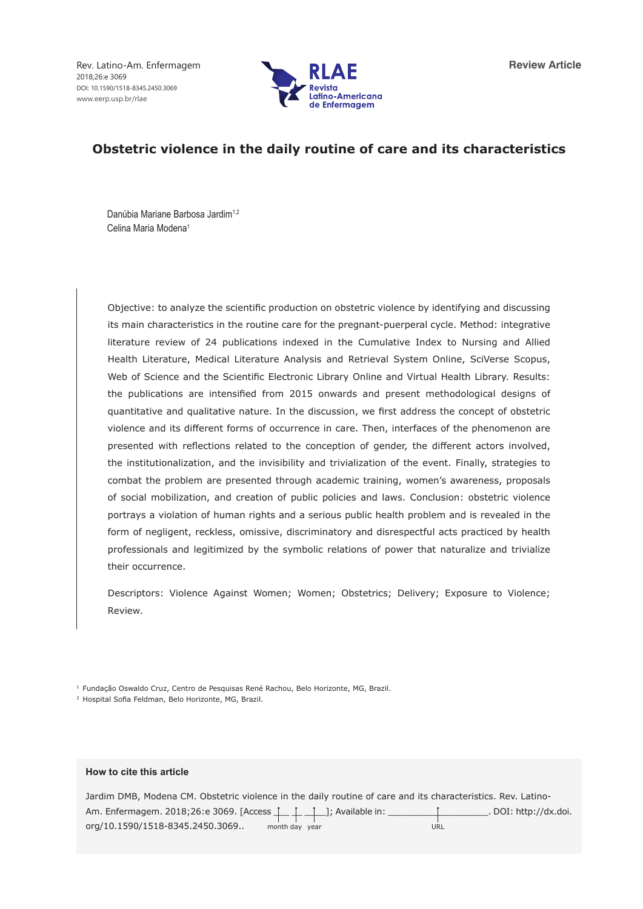Review Article

# Obstetric violence in the daily routine of care and its characteristics

Danúbia Mariane Barbosa Jardim[1,2]
Celina Maria Modena[1]

Objective: to analyze the scientific production on obstetric violence by identifying and discussing its main characteristics in the routine care for the pregnant-puerperal cycle. Method: integrative literature review of 24 publications indexed in the Cumulative Index to Nursing and Allied Health Literature, Medical Literature Analysis and Retrieval System Online, SciVerse Scopus, Web of Science and the Scientific Electronic Library Online and Virtual Health Library. Results: the publications are intensified from 2015 onwards and present methodological designs of quantitative and qualitative nature. In the discussion, we first address the concept of obstetric violence and its different forms of occurrence in care. Then, interfaces of the phenomenon are presented with reflections related to the conception of gender, the different actors involved, the institutionalization, and the invisibility and trivialization of the event. Finally, strategies to combat the problem are presented through academic training, women's awareness, proposals of social mobilization, and creation of public policies and laws. Conclusion: obstetric violence portrays a violation of human rights and a serious public health problem and is revealed in the form of negligent, reckless, omissive, discriminatory and disrespectful acts practiced by health professionals and legitimized by the symbolic relations of power that naturalize and trivialize their occurrence.

Descriptors: Violence Against Women; Women; Obstetrics; Delivery; Exposure to Violence; Review.

[1] Fundação Oswaldo Cruz, Centro de Pesquisas René Rachou, Belo Horizonte, MG, Brazil.
[2] Hospital Sofia Feldman, Belo Horizonte, MG, Brazil.

**How to cite this article**

Jardim DMB, Modena CM. Obstetric violence in the daily routine of care and its characteristics. Rev. Latino-Am. Enfermagem. 2018;26:e 3069. [Access ___ ___ ___]; Available in: ___________________. DOI: http://dx.doi.org/10.1590/1518-8345.2450.3069..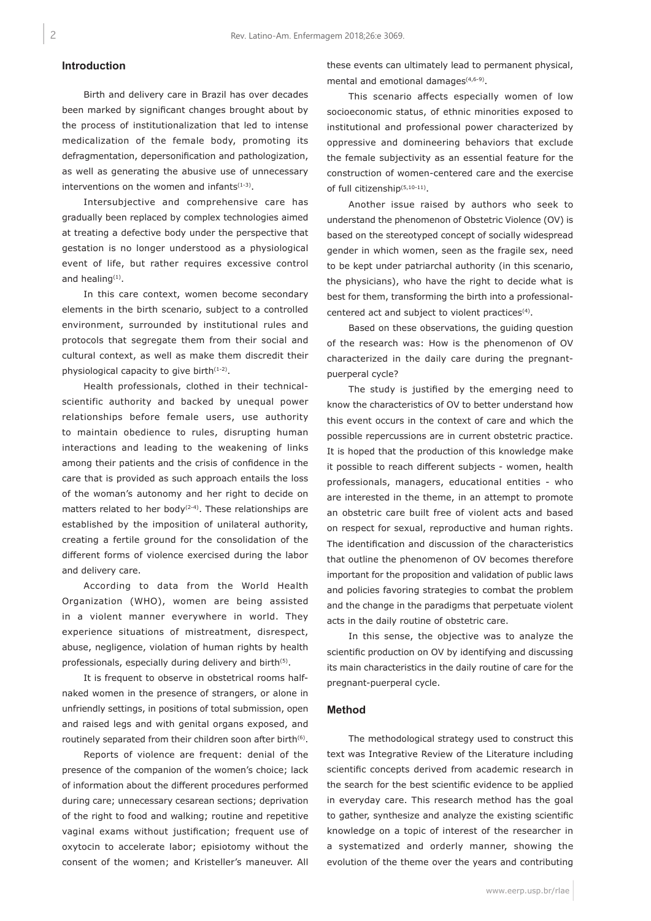## Introduction

Birth and delivery care in Brazil has over decades been marked by significant changes brought about by the process of institutionalization that led to intense medicalization of the female body, promoting its defragmentation, depersonification and pathologization, as well as generating the abusive use of unnecessary interventions on the women and infants[1-3].

Intersubjective and comprehensive care has gradually been replaced by complex technologies aimed at treating a defective body under the perspective that gestation is no longer understood as a physiological event of life, but rather requires excessive control and healing[1].

In this care context, women become secondary elements in the birth scenario, subject to a controlled environment, surrounded by institutional rules and protocols that segregate them from their social and cultural context, as well as make them discredit their physiological capacity to give birth[1-2].

Health professionals, clothed in their technical-scientific authority and backed by unequal power relationships before female users, use authority to maintain obedience to rules, disrupting human interactions and leading to the weakening of links among their patients and the crisis of confidence in the care that is provided as such approach entails the loss of the woman's autonomy and her right to decide on matters related to her body[2-4]. These relationships are established by the imposition of unilateral authority, creating a fertile ground for the consolidation of the different forms of violence exercised during the labor and delivery care.

According to data from the World Health Organization (WHO), women are being assisted in a violent manner everywhere in world. They experience situations of mistreatment, disrespect, abuse, negligence, violation of human rights by health professionals, especially during delivery and birth[5].

It is frequent to observe in obstetrical rooms half-naked women in the presence of strangers, or alone in unfriendly settings, in positions of total submission, open and raised legs and with genital organs exposed, and routinely separated from their children soon after birth[6].

Reports of violence are frequent: denial of the presence of the companion of the women's choice; lack of information about the different procedures performed during care; unnecessary cesarean sections; deprivation of the right to food and walking; routine and repetitive vaginal exams without justification; frequent use of oxytocin to accelerate labor; episiotomy without the consent of the women; and Kristeller's maneuver. All these events can ultimately lead to permanent physical, mental and emotional damages[4,6-9].

This scenario affects especially women of low socioeconomic status, of ethnic minorities exposed to institutional and professional power characterized by oppressive and domineering behaviors that exclude the female subjectivity as an essential feature for the construction of women-centered care and the exercise of full citizenship[5,10-11].

Another issue raised by authors who seek to understand the phenomenon of Obstetric Violence (OV) is based on the stereotyped concept of socially widespread gender in which women, seen as the fragile sex, need to be kept under patriarchal authority (in this scenario, the physicians), who have the right to decide what is best for them, transforming the birth into a professional-centered act and subject to violent practices[4].

Based on these observations, the guiding question of the research was: How is the phenomenon of OV characterized in the daily care during the pregnant-puerperal cycle?

The study is justified by the emerging need to know the characteristics of OV to better understand how this event occurs in the context of care and which the possible repercussions are in current obstetric practice. It is hoped that the production of this knowledge make it possible to reach different subjects - women, health professionals, managers, educational entities - who are interested in the theme, in an attempt to promote an obstetric care built free of violent acts and based on respect for sexual, reproductive and human rights. The identification and discussion of the characteristics that outline the phenomenon of OV becomes therefore important for the proposition and validation of public laws and policies favoring strategies to combat the problem and the change in the paradigms that perpetuate violent acts in the daily routine of obstetric care.

In this sense, the objective was to analyze the scientific production on OV by identifying and discussing its main characteristics in the daily routine of care for the pregnant-puerperal cycle.

## Method

The methodological strategy used to construct this text was Integrative Review of the Literature including scientific concepts derived from academic research in the search for the best scientific evidence to be applied in everyday care. This research method has the goal to gather, synthesize and analyze the existing scientific knowledge on a topic of interest of the researcher in a systematized and orderly manner, showing the evolution of the theme over the years and contributing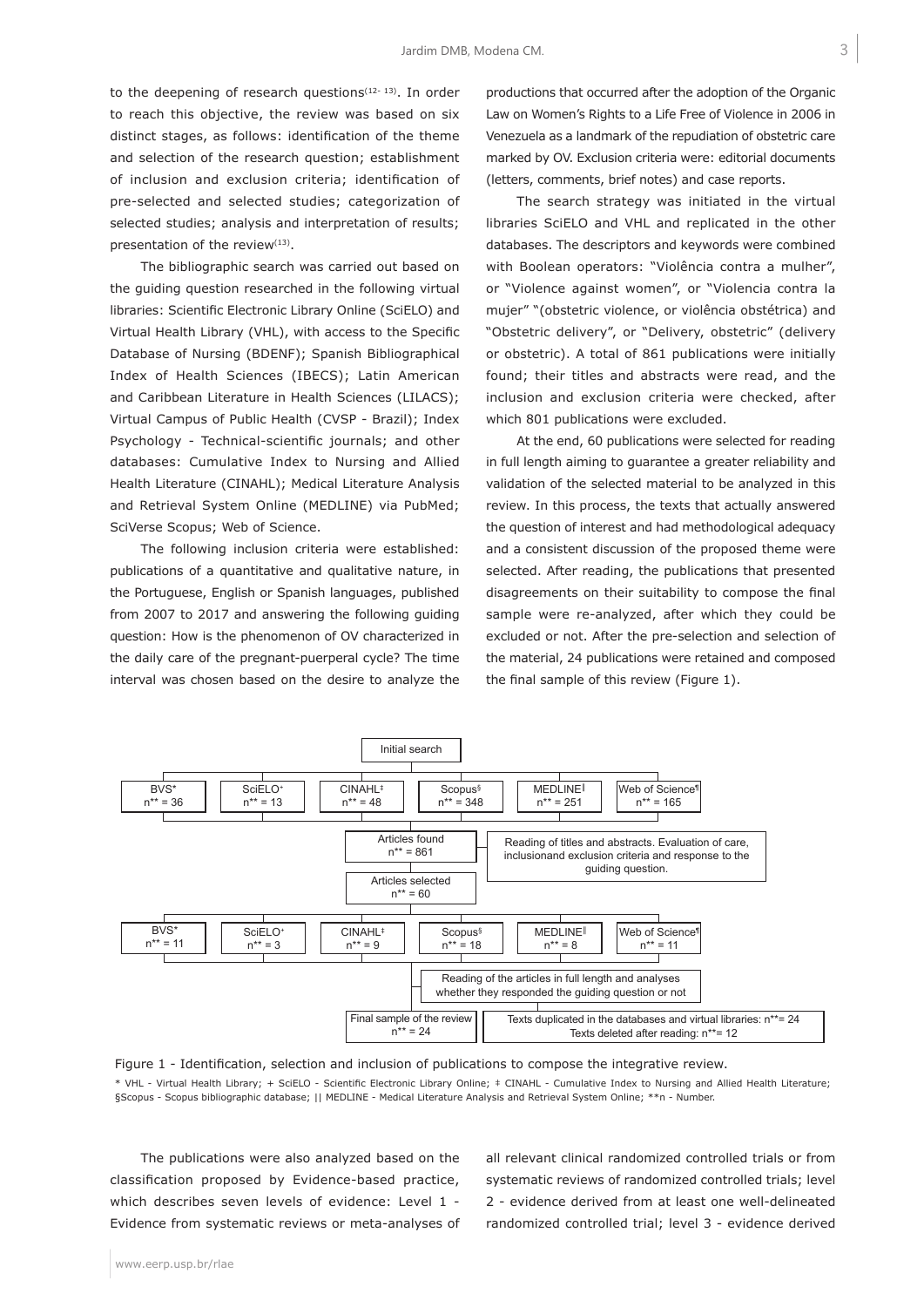to the deepening of research questions[12-13]. In order to reach this objective, the review was based on six distinct stages, as follows: identification of the theme and selection of the research question; establishment of inclusion and exclusion criteria; identification of pre-selected and selected studies; categorization of selected studies; analysis and interpretation of results; presentation of the review[13].

The bibliographic search was carried out based on the guiding question researched in the following virtual libraries: Scientific Electronic Library Online (SciELO) and Virtual Health Library (VHL), with access to the Specific Database of Nursing (BDENF); Spanish Bibliographical Index of Health Sciences (IBECS); Latin American and Caribbean Literature in Health Sciences (LILACS); Virtual Campus of Public Health (CVSP - Brazil); Index Psychology - Technical-scientific journals; and other databases: Cumulative Index to Nursing and Allied Health Literature (CINAHL); Medical Literature Analysis and Retrieval System Online (MEDLINE) via PubMed; SciVerse Scopus; Web of Science.

The following inclusion criteria were established: publications of a quantitative and qualitative nature, in the Portuguese, English or Spanish languages, published from 2007 to 2017 and answering the following guiding question: How is the phenomenon of OV characterized in the daily care of the pregnant-puerperal cycle? The time interval was chosen based on the desire to analyze the productions that occurred after the adoption of the Organic Law on Women's Rights to a Life Free of Violence in 2006 in Venezuela as a landmark of the repudiation of obstetric care marked by OV. Exclusion criteria were: editorial documents (letters, comments, brief notes) and case reports.

The search strategy was initiated in the virtual libraries SciELO and VHL and replicated in the other databases. The descriptors and keywords were combined with Boolean operators: "Violência contra a mulher", or "Violence against women", or "Violencia contra la mujer" "(obstetric violence, or violência obstétrica) and "Obstetric delivery", or "Delivery, obstetric" (delivery or obstetric). A total of 861 publications were initially found; their titles and abstracts were read, and the inclusion and exclusion criteria were checked, after which 801 publications were excluded.

At the end, 60 publications were selected for reading in full length aiming to guarantee a greater reliability and validation of the selected material to be analyzed in this review. In this process, the texts that actually answered the question of interest and had methodological adequacy and a consistent discussion of the proposed theme were selected. After reading, the publications that presented disagreements on their suitability to compose the final sample were re-analyzed, after which they could be excluded or not. After the pre-selection and selection of the material, 24 publications were retained and composed the final sample of this review (Figure 1).

Initial search

| BVS* | SciELO+ | CINAHL‡ | Scopus§ | MEDLINE‖ | Web of Science¶ |
|---|---|---|---|---|---|
| n** = 36 | n** = 13 | n** = 48 | n** = 348 | n** = 251 | n** = 165 |

Articles found n** = 861 — Reading of titles and abstracts. Evaluation of care, inclusionand exclusion criteria and response to the guiding question.

Articles selected n** = 60

| BVS* | SciELO+ | CINAHL‡ | Scopus§ | MEDLINE‖ | Web of Science¶ |
|---|---|---|---|---|---|
| n** = 11 | n** = 3 | n** = 9 | n** = 18 | n** = 8 | n** = 11 |

Reading of the articles in full length and analyses whether they responded the guiding question or not

Final sample of the review n** = 24 — Texts duplicated in the databases and virtual libraries: n**= 24; Texts deleted after reading: n**= 12

Figure 1 - Identification, selection and inclusion of publications to compose the integrative review.

* VHL - Virtual Health Library; + SciELO - Scientific Electronic Library Online; ‡ CINAHL - Cumulative Index to Nursing and Allied Health Literature; §Scopus - Scopus bibliographic database; || MEDLINE - Medical Literature Analysis and Retrieval System Online; **n - Number.

The publications were also analyzed based on the classification proposed by Evidence-based practice, which describes seven levels of evidence: Level 1 - Evidence from systematic reviews or meta-analyses of all relevant clinical randomized controlled trials or from systematic reviews of randomized controlled trials; level 2 - evidence derived from at least one well-delineated randomized controlled trial; level 3 - evidence derived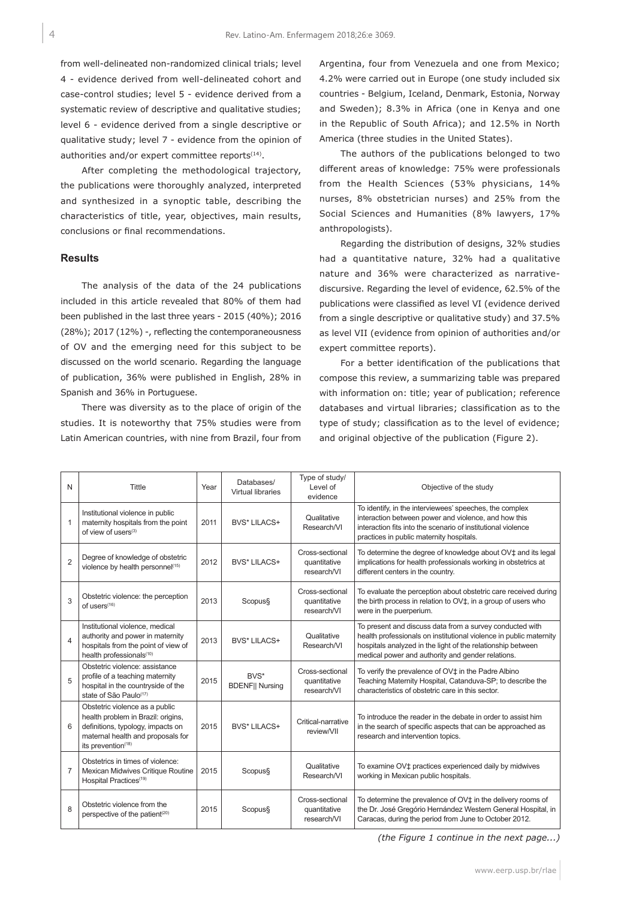from well-delineated non-randomized clinical trials; level 4 - evidence derived from well-delineated cohort and case-control studies; level 5 - evidence derived from a systematic review of descriptive and qualitative studies; level 6 - evidence derived from a single descriptive or qualitative study; level 7 - evidence from the opinion of authorities and/or expert committee reports[14].

After completing the methodological trajectory, the publications were thoroughly analyzed, interpreted and synthesized in a synoptic table, describing the characteristics of title, year, objectives, main results, conclusions or final recommendations.

## Results

The analysis of the data of the 24 publications included in this article revealed that 80% of them had been published in the last three years - 2015 (40%); 2016 (28%); 2017 (12%) -, reflecting the contemporaneousness of OV and the emerging need for this subject to be discussed on the world scenario. Regarding the language of publication, 36% were published in English, 28% in Spanish and 36% in Portuguese.

There was diversity as to the place of origin of the studies. It is noteworthy that 75% studies were from Latin American countries, with nine from Brazil, four from Argentina, four from Venezuela and one from Mexico; 4.2% were carried out in Europe (one study included six countries - Belgium, Iceland, Denmark, Estonia, Norway and Sweden); 8.3% in Africa (one in Kenya and one in the Republic of South Africa); and 12.5% in North America (three studies in the United States).

The authors of the publications belonged to two different areas of knowledge: 75% were professionals from the Health Sciences (53% physicians, 14% nurses, 8% obstetrician nurses) and 25% from the Social Sciences and Humanities (8% lawyers, 17% anthropologists).

Regarding the distribution of designs, 32% studies had a quantitative nature, 32% had a qualitative nature and 36% were characterized as narrative-discursive. Regarding the level of evidence, 62.5% of the publications were classified as level VI (evidence derived from a single descriptive or qualitative study) and 37.5% as level VII (evidence from opinion of authorities and/or expert committee reports).

For a better identification of the publications that compose this review, a summarizing table was prepared with information on: title; year of publication; reference databases and virtual libraries; classification as to the type of study; classification as to the level of evidence; and original objective of the publication (Figure 2).

| N | Tittle | Year | Databases/ Virtual libraries | Type of study/ Level of evidence | Objective of the study |
|---|---|---|---|---|---|
| 1 | Institutional violence in public maternity hospitals from the point of view of users[3] | 2011 | BVS* LILACS+ | Qualitative Research/VI | To identify, in the interviewees' speeches, the complex interaction between power and violence, and how this interaction fits into the scenario of institutional violence practices in public maternity hospitals. |
| 2 | Degree of knowledge of obstetric violence by health personnel[15] | 2012 | BVS* LILACS+ | Cross-sectional quantitative research/VI | To determine the degree of knowledge about OV‡ and its legal implications for health professionals working in obstetrics at different centers in the country. |
| 3 | Obstetric violence: the perception of users[16] | 2013 | Scopus§ | Cross-sectional quantitative research/VI | To evaluate the perception about obstetric care received during the birth process in relation to OV‡, in a group of users who were in the puerperium. |
| 4 | Institutional violence, medical authority and power in maternity hospitals from the point of view of health professionals[10] | 2013 | BVS* LILACS+ | Qualitative Research/VI | To present and discuss data from a survey conducted with health professionals on institutional violence in public maternity hospitals analyzed in the light of the relationship between medical power and authority and gender relations. |
| 5 | Obstetric violence: assistance profile of a teaching maternity hospital in the countryside of the state of São Paulo[17] | 2015 | BVS* BDENF\|\| Nursing | Cross-sectional quantitative research/VI | To verify the prevalence of OV‡ in the Padre Albino Teaching Maternity Hospital, Catanduva-SP; to describe the characteristics of obstetric care in this sector. |
| 6 | Obstetric violence as a public health problem in Brazil: origins, definitions, typology, impacts on maternal health and proposals for its prevention[18] | 2015 | BVS* LILACS+ | Critical-narrative review/VII | To introduce the reader in the debate in order to assist him in the search of specific aspects that can be approached as research and intervention topics. |
| 7 | Obstetrics in times of violence: Mexican Midwives Critique Routine Hospital Practices[19] | 2015 | Scopus§ | Qualitative Research/VI | To examine OV‡ practices experienced daily by midwives working in Mexican public hospitals. |
| 8 | Obstetric violence from the perspective of the patient[20] | 2015 | Scopus§ | Cross-sectional quantitative research/VI | To determine the prevalence of OV‡ in the delivery rooms of the Dr. José Gregório Hernández Western General Hospital, in Caracas, during the period from June to October 2012. |

*(the Figure 1 continue in the next page...)*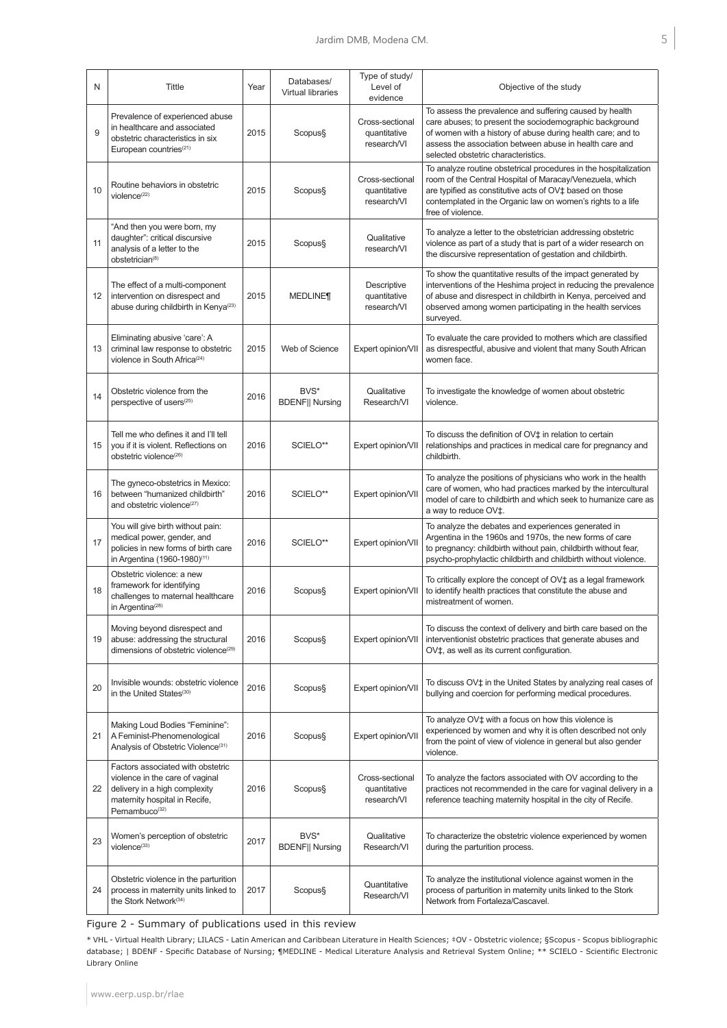| N | Tittle | Year | Databases/ Virtual libraries | Type of study/ Level of evidence | Objective of the study |
|---|---|---|---|---|---|
| 9 | Prevalence of experienced abuse in healthcare and associated obstetric characteristics in six European countries[21] | 2015 | Scopus§ | Cross-sectional quantitative research/VI | To assess the prevalence and suffering caused by health care abuses; to present the sociodemographic background of women with a history of abuse during health care; and to assess the association between abuse in health care and selected obstetric characteristics. |
| 10 | Routine behaviors in obstetric violence[22] | 2015 | Scopus§ | Cross-sectional quantitative research/VI | To analyze routine obstetrical procedures in the hospitalization room of the Central Hospital of Maracay/Venezuela, which are typified as constitutive acts of OV‡ based on those contemplated in the Organic law on women's rights to a life free of violence. |
| 11 | "And then you were born, my daughter": critical discursive analysis of a letter to the obstetrician[8] | 2015 | Scopus§ | Qualitative research/VI | To analyze a letter to the obstetrician addressing obstetric violence as part of a study that is part of a wider research on the discursive representation of gestation and childbirth. |
| 12 | The effect of a multi-component intervention on disrespect and abuse during childbirth in Kenya[23] | 2015 | MEDLINE¶ | Descriptive quantitative research/VI | To show the quantitative results of the impact generated by interventions of the Heshima project in reducing the prevalence of abuse and disrespect in childbirth in Kenya, perceived and observed among women participating in the health services surveyed. |
| 13 | Eliminating abusive 'care': A criminal law response to obstetric violence in South Africa[24] | 2015 | Web of Science | Expert opinion/VII | To evaluate the care provided to mothers which are classified as disrespectful, abusive and violent that many South African women face. |
| 14 | Obstetric violence from the perspective of users[25] | 2016 | BVS* BDENF\|\| Nursing | Qualitative Research/VI | To investigate the knowledge of women about obstetric violence. |
| 15 | Tell me who defines it and I'll tell you if it is violent. Reflections on obstetric violence[26] | 2016 | SCIELO** | Expert opinion/VII | To discuss the definition of OV‡ in relation to certain relationships and practices in medical care for pregnancy and childbirth. |
| 16 | The gyneco-obstetrics in Mexico: between "humanized childbirth" and obstetric violence[27] | 2016 | SCIELO** | Expert opinion/VII | To analyze the positions of physicians who work in the health care of women, who had practices marked by the intercultural model of care to childbirth and which seek to humanize care as a way to reduce OV‡. |
| 17 | You will give birth without pain: medical power, gender, and policies in new forms of birth care in Argentina (1960-1980)[11] | 2016 | SCIELO** | Expert opinion/VII | To analyze the debates and experiences generated in Argentina in the 1960s and 1970s, the new forms of care to pregnancy: childbirth without pain, childbirth without fear, psycho-prophylactic childbirth and childbirth without violence. |
| 18 | Obstetric violence: a new framework for identifying challenges to maternal healthcare in Argentina[28] | 2016 | Scopus§ | Expert opinion/VII | To critically explore the concept of OV‡ as a legal framework to identify health practices that constitute the abuse and mistreatment of women. |
| 19 | Moving beyond disrespect and abuse: addressing the structural dimensions of obstetric violence[29] | 2016 | Scopus§ | Expert opinion/VII | To discuss the context of delivery and birth care based on the interventionist obstetric practices that generate abuses and OV‡, as well as its current configuration. |
| 20 | Invisible wounds: obstetric violence in the United States[30] | 2016 | Scopus§ | Expert opinion/VII | To discuss OV‡ in the United States by analyzing real cases of bullying and coercion for performing medical procedures. |
| 21 | Making Loud Bodies "Feminine": A Feminist-Phenomenological Analysis of Obstetric Violence[31] | 2016 | Scopus§ | Expert opinion/VII | To analyze OV‡ with a focus on how this violence is experienced by women and why it is often described not only from the point of view of violence in general but also gender violence. |
| 22 | Factors associated with obstetric violence in the care of vaginal delivery in a high complexity maternity hospital in Recife, Pernambuco[32] | 2016 | Scopus§ | Cross-sectional quantitative research/VI | To analyze the factors associated with OV according to the practices not recommended in the care for vaginal delivery in a reference teaching maternity hospital in the city of Recife. |
| 23 | Women's perception of obstetric violence[33] | 2017 | BVS* BDENF\|\| Nursing | Qualitative Research/VI | To characterize the obstetric violence experienced by women during the parturition process. |
| 24 | Obstetric violence in the parturition process in maternity units linked to the Stork Network[34] | 2017 | Scopus§ | Quantitative Research/VI | To analyze the institutional violence against women in the process of parturition in maternity units linked to the Stork Network from Fortaleza/Cascavel. |

Figure 2 - Summary of publications used in this review

* VHL - Virtual Health Library; LILACS - Latin American and Caribbean Literature in Health Sciences; ‡OV - Obstetric violence; §Scopus - Scopus bibliographic database; | BDENF - Specific Database of Nursing; ¶MEDLINE - Medical Literature Analysis and Retrieval System Online; ** SCIELO - Scientific Electronic Library Online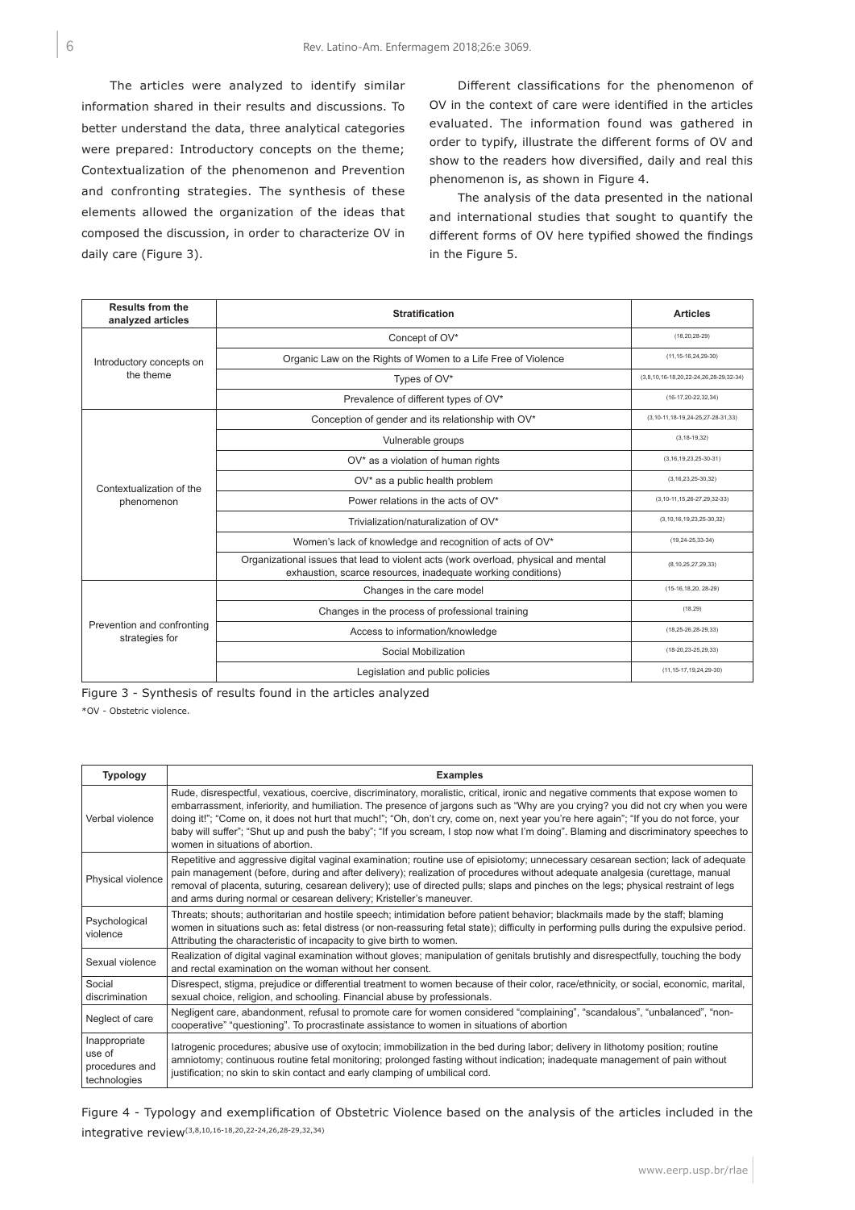The articles were analyzed to identify similar information shared in their results and discussions. To better understand the data, three analytical categories were prepared: Introductory concepts on the theme; Contextualization of the phenomenon and Prevention and confronting strategies. The synthesis of these elements allowed the organization of the ideas that composed the discussion, in order to characterize OV in daily care (Figure 3).

Different classifications for the phenomenon of OV in the context of care were identified in the articles evaluated. The information found was gathered in order to typify, illustrate the different forms of OV and show to the readers how diversified, daily and real this phenomenon is, as shown in Figure 4.

The analysis of the data presented in the national and international studies that sought to quantify the different forms of OV here typified showed the findings in the Figure 5.

| Results from the analyzed articles | Stratification | Articles |
|---|---|---|
| Introductory concepts on the theme | Concept of OV* | (18,20,28-29) |
| | Organic Law on the Rights of Women to a Life Free of Violence | (11,15-16,24,29-30) |
| | Types of OV* | (3,8,10,16-18,20,22-24,26,28-29,32-34) |
| | Prevalence of different types of OV* | (16-17,20-22,32,34) |
| Contextualization of the phenomenon | Conception of gender and its relationship with OV* | (3,10-11,18-19,24-25,27-28-31,33) |
| | Vulnerable groups | (3,18-19,32) |
| | OV* as a violation of human rights | (3,16,19,23,25-30-31) |
| | OV* as a public health problem | (3,16,23,25-30,32) |
| | Power relations in the acts of OV* | (3,10-11,15,26-27,29,32-33) |
| | Trivialization/naturalization of OV* | (3,10,16,19,23,25-30,32) |
| | Women's lack of knowledge and recognition of acts of OV* | (19,24-25,33-34) |
| | Organizational issues that lead to violent acts (work overload, physical and mental exhaustion, scarce resources, inadequate working conditions) | (8,10,25,27,29,33) |
| Prevention and confronting strategies for | Changes in the care model | (15-16,18,20, 28-29) |
| | Changes in the process of professional training | (18,29) |
| | Access to information/knowledge | (18,25-26,28-29,33) |
| | Social Mobilization | (18-20,23-25,29,33) |
| | Legislation and public policies | (11,15-17,19,24,29-30) |

Figure 3 - Synthesis of results found in the articles analyzed

*OV - Obstetric violence.

| Typology | Examples |
|---|---|
| Verbal violence | Rude, disrespectful, vexatious, coercive, discriminatory, moralistic, critical, ironic and negative comments that expose women to embarrassment, inferiority, and humiliation. The presence of jargons such as "Why are you crying? you did not cry when you were doing it!"; "Come on, it does not hurt that much!"; "Oh, don't cry, come on, next year you're here again"; "If you do not force, your baby will suffer"; "Shut up and push the baby"; "If you scream, I stop now what I'm doing". Blaming and discriminatory speeches to women in situations of abortion. |
| Physical violence | Repetitive and aggressive digital vaginal examination; routine use of episiotomy; unnecessary cesarean section; lack of adequate pain management (before, during and after delivery); realization of procedures without adequate analgesia (curettage, manual removal of placenta, suturing, cesarean delivery); use of directed pulls; slaps and pinches on the legs; physical restraint of legs and arms during normal or cesarean delivery; Kristeller's maneuver. |
| Psychological violence | Threats; shouts; authoritarian and hostile speech; intimidation before patient behavior; blackmails made by the staff; blaming women in situations such as: fetal distress (or non-reassuring fetal state); difficulty in performing pulls during the expulsive period. Attributing the characteristic of incapacity to give birth to women. |
| Sexual violence | Realization of digital vaginal examination without gloves; manipulation of genitals brutishly and disrespectfully, touching the body and rectal examination on the woman without her consent. |
| Social discrimination | Disrespect, stigma, prejudice or differential treatment to women because of their color, race/ethnicity, or social, economic, marital, sexual choice, religion, and schooling. Financial abuse by professionals. |
| Neglect of care | Negligent care, abandonment, refusal to promote care for women considered "complaining", "scandalous", "unbalanced", "non-cooperative" "questioning". To procrastinate assistance to women in situations of abortion |
| Inappropriate use of procedures and technologies | Iatrogenic procedures; abusive use of oxytocin; immobilization in the bed during labor; delivery in lithotomy position; routine amniotomy; continuous routine fetal monitoring; prolonged fasting without indication; inadequate management of pain without justification; no skin to skin contact and early clamping of umbilical cord. |

Figure 4 - Typology and exemplification of Obstetric Violence based on the analysis of the articles included in the integrative review[3,8,10,16-18,20,22-24,26,28-29,32,34]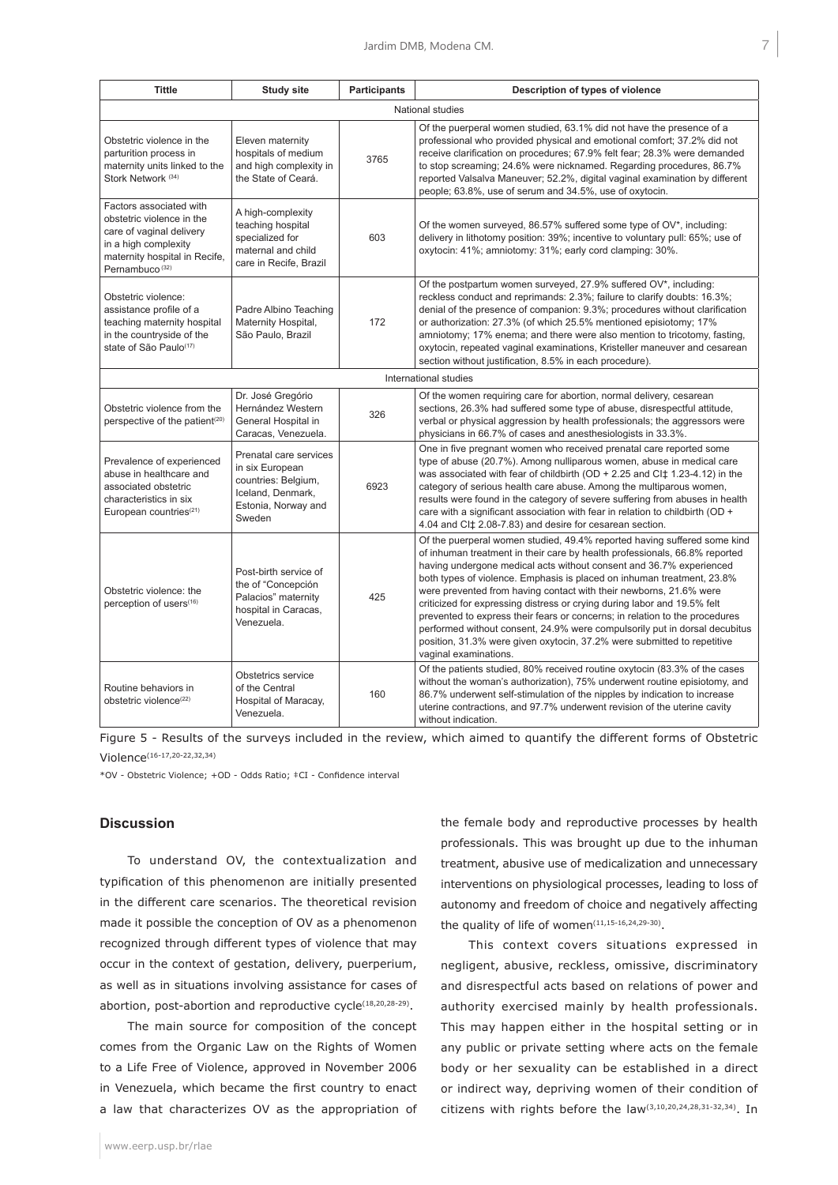| Tittle | Study site | Participants | Description of types of violence |
|---|---|---|---|
| National studies | | | |
| Obstetric violence in the parturition process in maternity units linked to the Stork Network [34] | Eleven maternity hospitals of medium and high complexity in the State of Ceará. | 3765 | Of the puerperal women studied, 63.1% did not have the presence of a professional who provided physical and emotional comfort; 37.2% did not receive clarification on procedures; 67.9% felt fear; 28.3% were demanded to stop screaming; 24.6% were nicknamed. Regarding procedures, 86.7% reported Valsalva Maneuver; 52.2%, digital vaginal examination by different people; 63.8%, use of serum and 34.5%, use of oxytocin. |
| Factors associated with obstetric violence in the care of vaginal delivery in a high complexity maternity hospital in Recife, Pernambuco [32] | A high-complexity teaching hospital specialized for maternal and child care in Recife, Brazil | 603 | Of the women surveyed, 86.57% suffered some type of OV*, including: delivery in lithotomy position: 39%; incentive to voluntary pull: 65%; use of oxytocin: 41%; amniotomy: 31%; early cord clamping: 30%. |
| Obstetric violence: assistance profile of a teaching maternity hospital in the countryside of the state of São Paulo[17] | Padre Albino Teaching Maternity Hospital, São Paulo, Brazil | 172 | Of the postpartum women surveyed, 27.9% suffered OV*, including: reckless conduct and reprimands: 2.3%; failure to clarify doubts: 16.3%; denial of the presence of companion: 9.3%; procedures without clarification or authorization: 27.3% (of which 25.5% mentioned episiotomy; 17% amniotomy; 17% enema; and there were also mention to tricotomy, fasting, oxytocin, repeated vaginal examinations, Kristeller maneuver and cesarean section without justification, 8.5% in each procedure). |
| International studies | | | |
| Obstetric violence from the perspective of the patient[20] | Dr. José Gregório Hernández Western General Hospital in Caracas, Venezuela. | 326 | Of the women requiring care for abortion, normal delivery, cesarean sections, 26.3% had suffered some type of abuse, disrespectful attitude, verbal or physical aggression by health professionals; the aggressors were physicians in 66.7% of cases and anesthesiologists in 33.3%. |
| Prevalence of experienced abuse in healthcare and associated obstetric characteristics in six European countries[21] | Prenatal care services in six European countries: Belgium, Iceland, Denmark, Estonia, Norway and Sweden | 6923 | One in five pregnant women who received prenatal care reported some type of abuse (20.7%). Among nulliparous women, abuse in medical care was associated with fear of childbirth (OD + 2.25 and CI‡ 1.23-4.12) in the category of serious health care abuse. Among the multiparous women, results were found in the category of severe suffering from abuses in health care with a significant association with fear in relation to childbirth (OD + 4.04 and CI‡ 2.08-7.83) and desire for cesarean section. |
| Obstetric violence: the perception of users[16] | Post-birth service of the of "Concepción Palacios" maternity hospital in Caracas, Venezuela. | 425 | Of the puerperal women studied, 49.4% reported having suffered some kind of inhuman treatment in their care by health professionals, 66.8% reported having undergone medical acts without consent and 36.7% experienced both types of violence. Emphasis is placed on inhuman treatment, 23.8% were prevented from having contact with their newborns, 21.6% were criticized for expressing distress or crying during labor and 19.5% felt prevented to express their fears or concerns; in relation to the procedures performed without consent, 24.9% were compulsorily put in dorsal decubitus position, 31.3% were given oxytocin, 37.2% were submitted to repetitive vaginal examinations. |
| Routine behaviors in obstetric violence[22] | Obstetrics service of the Central Hospital of Maracay, Venezuela. | 160 | Of the patients studied, 80% received routine oxytocin (83.3% of the cases without the woman's authorization), 75% underwent routine episiotomy, and 86.7% underwent self-stimulation of the nipples by indication to increase uterine contractions, and 97.7% underwent revision of the uterine cavity without indication. |

Figure 5 - Results of the surveys included in the review, which aimed to quantify the different forms of Obstetric Violence[16-17,20-22,32,34]

*OV - Obstetric Violence; +OD - Odds Ratio; ‡CI - Confidence interval

## Discussion

To understand OV, the contextualization and typification of this phenomenon are initially presented in the different care scenarios. The theoretical revision made it possible the conception of OV as a phenomenon recognized through different types of violence that may occur in the context of gestation, delivery, puerperium, as well as in situations involving assistance for cases of abortion, post-abortion and reproductive cycle[18,20,28-29].

The main source for composition of the concept comes from the Organic Law on the Rights of Women to a Life Free of Violence, approved in November 2006 in Venezuela, which became the first country to enact a law that characterizes OV as the appropriation of the female body and reproductive processes by health professionals. This was brought up due to the inhuman treatment, abusive use of medicalization and unnecessary interventions on physiological processes, leading to loss of autonomy and freedom of choice and negatively affecting the quality of life of women[11,15-16,24,29-30].

This context covers situations expressed in negligent, abusive, reckless, omissive, discriminatory and disrespectful acts based on relations of power and authority exercised mainly by health professionals. This may happen either in the hospital setting or in any public or private setting where acts on the female body or her sexuality can be established in a direct or indirect way, depriving women of their condition of citizens with rights before the law[3,10,20,24,28,31-32,34]. In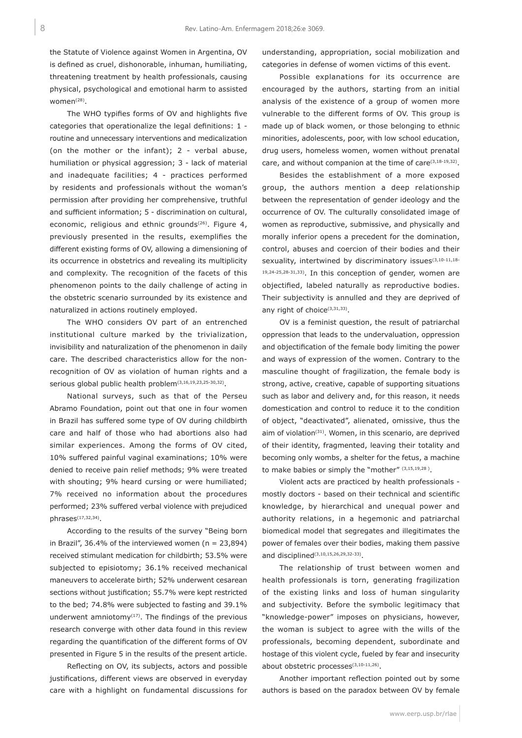the Statute of Violence against Women in Argentina, OV is defined as cruel, dishonorable, inhuman, humiliating, threatening treatment by health professionals, causing physical, psychological and emotional harm to assisted women[28].

The WHO typifies forms of OV and highlights five categories that operationalize the legal definitions: 1 - routine and unnecessary interventions and medicalization (on the mother or the infant); 2 - verbal abuse, humiliation or physical aggression; 3 - lack of material and inadequate facilities; 4 - practices performed by residents and professionals without the woman's permission after providing her comprehensive, truthful and sufficient information; 5 - discrimination on cultural, economic, religious and ethnic grounds[26]. Figure 4, previously presented in the results, exemplifies the different existing forms of OV, allowing a dimensioning of its occurrence in obstetrics and revealing its multiplicity and complexity. The recognition of the facets of this phenomenon points to the daily challenge of acting in the obstetric scenario surrounded by its existence and naturalized in actions routinely employed.

The WHO considers OV part of an entrenched institutional culture marked by the trivialization, invisibility and naturalization of the phenomenon in daily care. The described characteristics allow for the non-recognition of OV as violation of human rights and a serious global public health problem[3,16,19,23,25-30,32].

National surveys, such as that of the Perseu Abramo Foundation, point out that one in four women in Brazil has suffered some type of OV during childbirth care and half of those who had abortions also had similar experiences. Among the forms of OV cited, 10% suffered painful vaginal examinations; 10% were denied to receive pain relief methods; 9% were treated with shouting; 9% heard cursing or were humiliated; 7% received no information about the procedures performed; 23% suffered verbal violence with prejudiced phrases[17,32,34].

According to the results of the survey "Being born in Brazil", 36.4% of the interviewed women (n = 23,894) received stimulant medication for childbirth; 53.5% were subjected to episiotomy; 36.1% received mechanical maneuvers to accelerate birth; 52% underwent cesarean sections without justification; 55.7% were kept restricted to the bed; 74.8% were subjected to fasting and 39.1% underwent amniotomy[17]. The findings of the previous research converge with other data found in this review regarding the quantification of the different forms of OV presented in Figure 5 in the results of the present article.

Reflecting on OV, its subjects, actors and possible justifications, different views are observed in everyday care with a highlight on fundamental discussions for understanding, appropriation, social mobilization and categories in defense of women victims of this event.

Possible explanations for its occurrence are encouraged by the authors, starting from an initial analysis of the existence of a group of women more vulnerable to the different forms of OV. This group is made up of black women, or those belonging to ethnic minorities, adolescents, poor, with low school education, drug users, homeless women, women without prenatal care, and without companion at the time of care[3,18-19,32].

Besides the establishment of a more exposed group, the authors mention a deep relationship between the representation of gender ideology and the occurrence of OV. The culturally consolidated image of women as reproductive, submissive, and physically and morally inferior opens a precedent for the domination, control, abuses and coercion of their bodies and their sexuality, intertwined by discriminatory issues[3,10-11,18-19,24-25,28-31,33]. In this conception of gender, women are objectified, labeled naturally as reproductive bodies. Their subjectivity is annulled and they are deprived of any right of choice[3,31,33].

OV is a feminist question, the result of patriarchal oppression that leads to the undervaluation, oppression and objectification of the female body limiting the power and ways of expression of the women. Contrary to the masculine thought of fragilization, the female body is strong, active, creative, capable of supporting situations such as labor and delivery and, for this reason, it needs domestication and control to reduce it to the condition of object, "deactivated", alienated, omissive, thus the aim of violation[31]. Women, in this scenario, are deprived of their identity, fragmented, leaving their totality and becoming only wombs, a shelter for the fetus, a machine to make babies or simply the "mother" [3,15,19,28].

Violent acts are practiced by health professionals - mostly doctors - based on their technical and scientific knowledge, by hierarchical and unequal power and authority relations, in a hegemonic and patriarchal biomedical model that segregates and illegitimates the power of females over their bodies, making them passive and disciplined[3,10,15,26,29,32-33].

The relationship of trust between women and health professionals is torn, generating fragilization of the existing links and loss of human singularity and subjectivity. Before the symbolic legitimacy that "knowledge-power" imposes on physicians, however, the woman is subject to agree with the wills of the professionals, becoming dependent, subordinate and hostage of this violent cycle, fueled by fear and insecurity about obstetric processes[3,10-11,26].

Another important reflection pointed out by some authors is based on the paradox between OV by female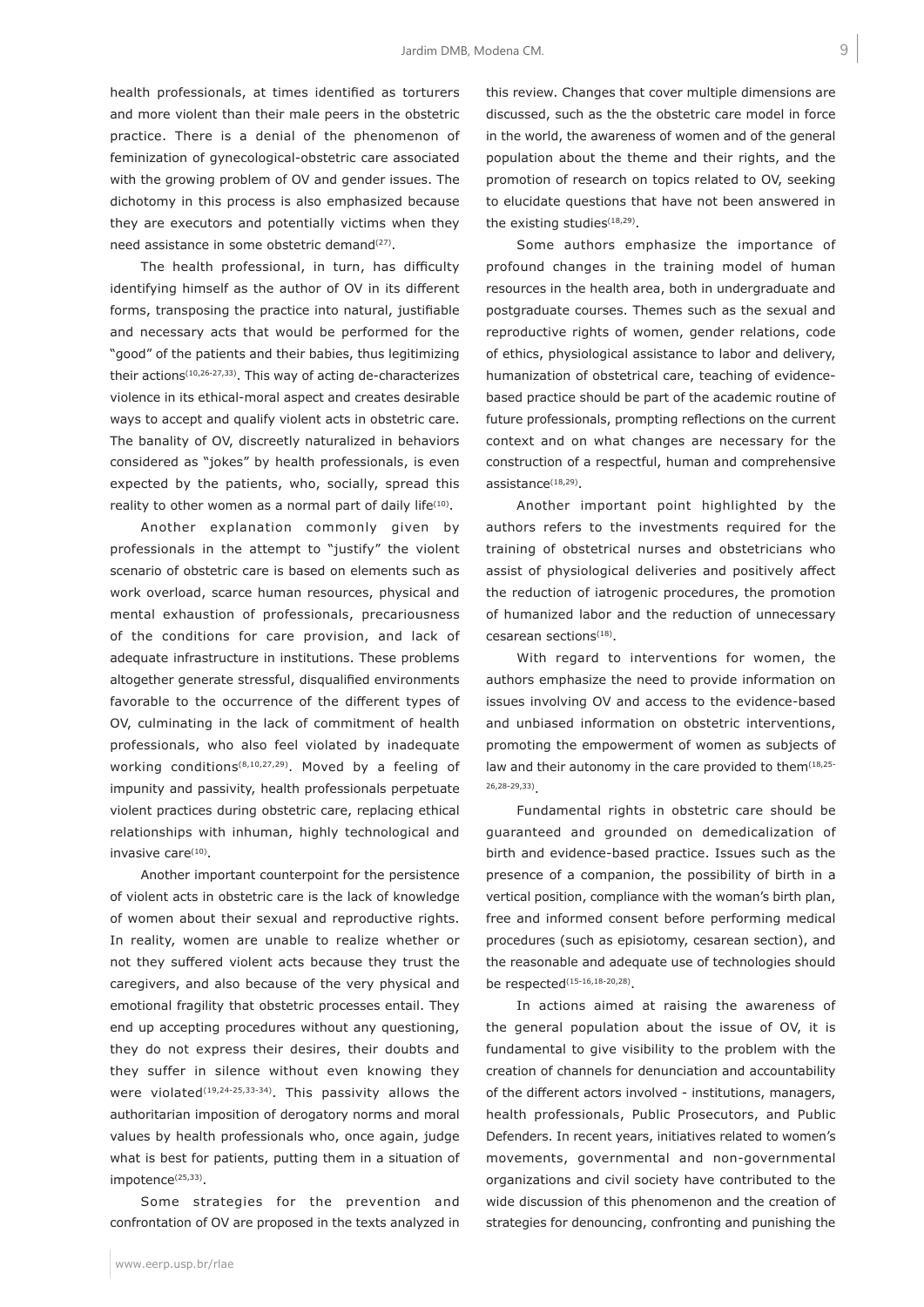health professionals, at times identified as torturers and more violent than their male peers in the obstetric practice. There is a denial of the phenomenon of feminization of gynecological-obstetric care associated with the growing problem of OV and gender issues. The dichotomy in this process is also emphasized because they are executors and potentially victims when they need assistance in some obstetric demand[27].

The health professional, in turn, has difficulty identifying himself as the author of OV in its different forms, transposing the practice into natural, justifiable and necessary acts that would be performed for the "good" of the patients and their babies, thus legitimizing their actions[10,26-27,33]. This way of acting de-characterizes violence in its ethical-moral aspect and creates desirable ways to accept and qualify violent acts in obstetric care. The banality of OV, discreetly naturalized in behaviors considered as "jokes" by health professionals, is even expected by the patients, who, socially, spread this reality to other women as a normal part of daily life[10].

Another explanation commonly given by professionals in the attempt to "justify" the violent scenario of obstetric care is based on elements such as work overload, scarce human resources, physical and mental exhaustion of professionals, precariousness of the conditions for care provision, and lack of adequate infrastructure in institutions. These problems altogether generate stressful, disqualified environments favorable to the occurrence of the different types of OV, culminating in the lack of commitment of health professionals, who also feel violated by inadequate working conditions[8,10,27,29]. Moved by a feeling of impunity and passivity, health professionals perpetuate violent practices during obstetric care, replacing ethical relationships with inhuman, highly technological and invasive care[10].

Another important counterpoint for the persistence of violent acts in obstetric care is the lack of knowledge of women about their sexual and reproductive rights. In reality, women are unable to realize whether or not they suffered violent acts because they trust the caregivers, and also because of the very physical and emotional fragility that obstetric processes entail. They end up accepting procedures without any questioning, they do not express their desires, their doubts and they suffer in silence without even knowing they were violated[19,24-25,33-34]. This passivity allows the authoritarian imposition of derogatory norms and moral values by health professionals who, once again, judge what is best for patients, putting them in a situation of impotence[25,33].

Some strategies for the prevention and confrontation of OV are proposed in the texts analyzed in this review. Changes that cover multiple dimensions are discussed, such as the the obstetric care model in force in the world, the awareness of women and of the general population about the theme and their rights, and the promotion of research on topics related to OV, seeking to elucidate questions that have not been answered in the existing studies[18,29].

Some authors emphasize the importance of profound changes in the training model of human resources in the health area, both in undergraduate and postgraduate courses. Themes such as the sexual and reproductive rights of women, gender relations, code of ethics, physiological assistance to labor and delivery, humanization of obstetrical care, teaching of evidence-based practice should be part of the academic routine of future professionals, prompting reflections on the current context and on what changes are necessary for the construction of a respectful, human and comprehensive assistance[18,29].

Another important point highlighted by the authors refers to the investments required for the training of obstetrical nurses and obstetricians who assist of physiological deliveries and positively affect the reduction of iatrogenic procedures, the promotion of humanized labor and the reduction of unnecessary cesarean sections[18].

With regard to interventions for women, the authors emphasize the need to provide information on issues involving OV and access to the evidence-based and unbiased information on obstetric interventions, promoting the empowerment of women as subjects of law and their autonomy in the care provided to them[18,25-26,28-29,33].

Fundamental rights in obstetric care should be guaranteed and grounded on demedicalization of birth and evidence-based practice. Issues such as the presence of a companion, the possibility of birth in a vertical position, compliance with the woman's birth plan, free and informed consent before performing medical procedures (such as episiotomy, cesarean section), and the reasonable and adequate use of technologies should be respected[15-16,18-20,28].

In actions aimed at raising the awareness of the general population about the issue of OV, it is fundamental to give visibility to the problem with the creation of channels for denunciation and accountability of the different actors involved - institutions, managers, health professionals, Public Prosecutors, and Public Defenders. In recent years, initiatives related to women's movements, governmental and non-governmental organizations and civil society have contributed to the wide discussion of this phenomenon and the creation of strategies for denouncing, confronting and punishing the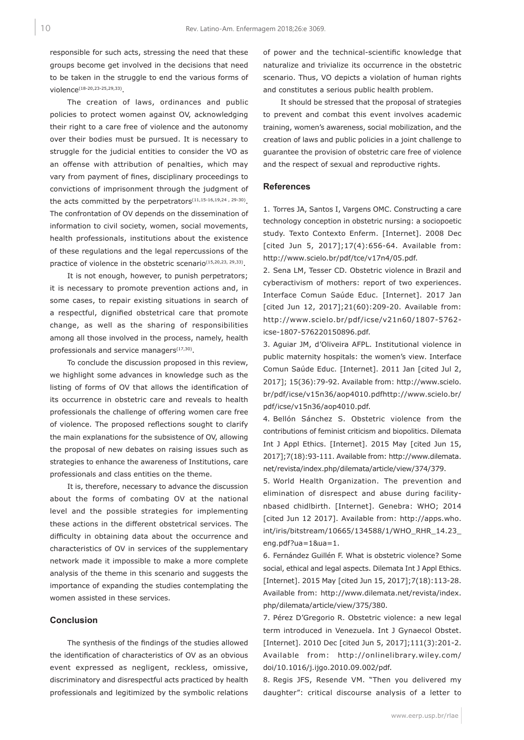responsible for such acts, stressing the need that these groups become get involved in the decisions that need to be taken in the struggle to end the various forms of violence[18-20,23-25,29,33].

The creation of laws, ordinances and public policies to protect women against OV, acknowledging their right to a care free of violence and the autonomy over their bodies must be pursued. It is necessary to struggle for the judicial entities to consider the VO as an offense with attribution of penalties, which may vary from payment of fines, disciplinary proceedings to convictions of imprisonment through the judgment of the acts committed by the perpetrators[11,15-16,19,24 , 29-30]. The confrontation of OV depends on the dissemination of information to civil society, women, social movements, health professionals, institutions about the existence of these regulations and the legal repercussions of the practice of violence in the obstetric scenario[15,20,23, 29,33].

It is not enough, however, to punish perpetrators; it is necessary to promote prevention actions and, in some cases, to repair existing situations in search of a respectful, dignified obstetrical care that promote change, as well as the sharing of responsibilities among all those involved in the process, namely, health professionals and service managers[17,30].

To conclude the discussion proposed in this review, we highlight some advances in knowledge such as the listing of forms of OV that allows the identification of its occurrence in obstetric care and reveals to health professionals the challenge of offering women care free of violence. The proposed reflections sought to clarify the main explanations for the subsistence of OV, allowing the proposal of new debates on raising issues such as strategies to enhance the awareness of Institutions, care professionals and class entities on the theme.

It is, therefore, necessary to advance the discussion about the forms of combating OV at the national level and the possible strategies for implementing these actions in the different obstetrical services. The difficulty in obtaining data about the occurrence and characteristics of OV in services of the supplementary network made it impossible to make a more complete analysis of the theme in this scenario and suggests the importance of expanding the studies contemplating the women assisted in these services.

## Conclusion

The synthesis of the findings of the studies allowed the identification of characteristics of OV as an obvious event expressed as negligent, reckless, omissive, discriminatory and disrespectful acts practiced by health professionals and legitimized by the symbolic relations of power and the technical-scientific knowledge that naturalize and trivialize its occurrence in the obstetric scenario. Thus, VO depicts a violation of human rights and constitutes a serious public health problem.

It should be stressed that the proposal of strategies to prevent and combat this event involves academic training, women's awareness, social mobilization, and the creation of laws and public policies in a joint challenge to guarantee the provision of obstetric care free of violence and the respect of sexual and reproductive rights.

## References

1. Torres JA, Santos I, Vargens OMC. Constructing a care technology conception in obstetric nursing: a sociopoetic study. Texto Contexto Enferm. [Internet]. 2008 Dec [cited Jun 5, 2017];17(4):656-64. Available from: http://www.scielo.br/pdf/tce/v17n4/05.pdf.

2. Sena LM, Tesser CD. Obstetric violence in Brazil and cyberactivism of mothers: report of two experiences. Interface Comun Saúde Educ. [Internet]. 2017 Jan [cited Jun 12, 2017];21(60):209-20. Available from: http://www.scielo.br/pdf/icse/v21n60/1807-5762-icse-1807-576220150896.pdf.

3. Aguiar JM, d'Oliveira AFPL. Institutional violence in public maternity hospitals: the women's view. Interface Comun Saúde Educ. [Internet]. 2011 Jan [cited Jul 2, 2017]; 15(36):79-92. Available from: http://www.scielo.br/pdf/icse/v15n36/aop4010.pdfhttp://www.scielo.br/pdf/icse/v15n36/aop4010.pdf.

4. Bellón Sánchez S. Obstetric violence from the contributions of feminist criticism and biopolitics. Dilemata Int J Appl Ethics. [Internet]. 2015 May [cited Jun 15, 2017];7(18):93-111. Available from: http://www.dilemata.net/revista/index.php/dilemata/article/view/374/379.

5. World Health Organization. The prevention and elimination of disrespect and abuse during facility-nbased chidlbirth. [Internet]. Genebra: WHO; 2014 [cited Jun 12 2017]. Available from: http://apps.who.int/iris/bitstream/10665/134588/1/WHO_RHR_14.23_eng.pdf?ua=1&ua=1.

6. Fernández Guillén F. What is obstetric violence? Some social, ethical and legal aspects. Dilemata Int J Appl Ethics. [Internet]. 2015 May [cited Jun 15, 2017];7(18):113-28. Available from: http://www.dilemata.net/revista/index.php/dilemata/article/view/375/380.

7. Pérez D'Gregorio R. Obstetric violence: a new legal term introduced in Venezuela. Int J Gynaecol Obstet. [Internet]. 2010 Dec [cited Jun 5, 2017];111(3):201-2. Available from: http://onlinelibrary.wiley.com/doi/10.1016/j.ijgo.2010.09.002/pdf.

8. Regis JFS, Resende VM. "Then you delivered my daughter": critical discourse analysis of a letter to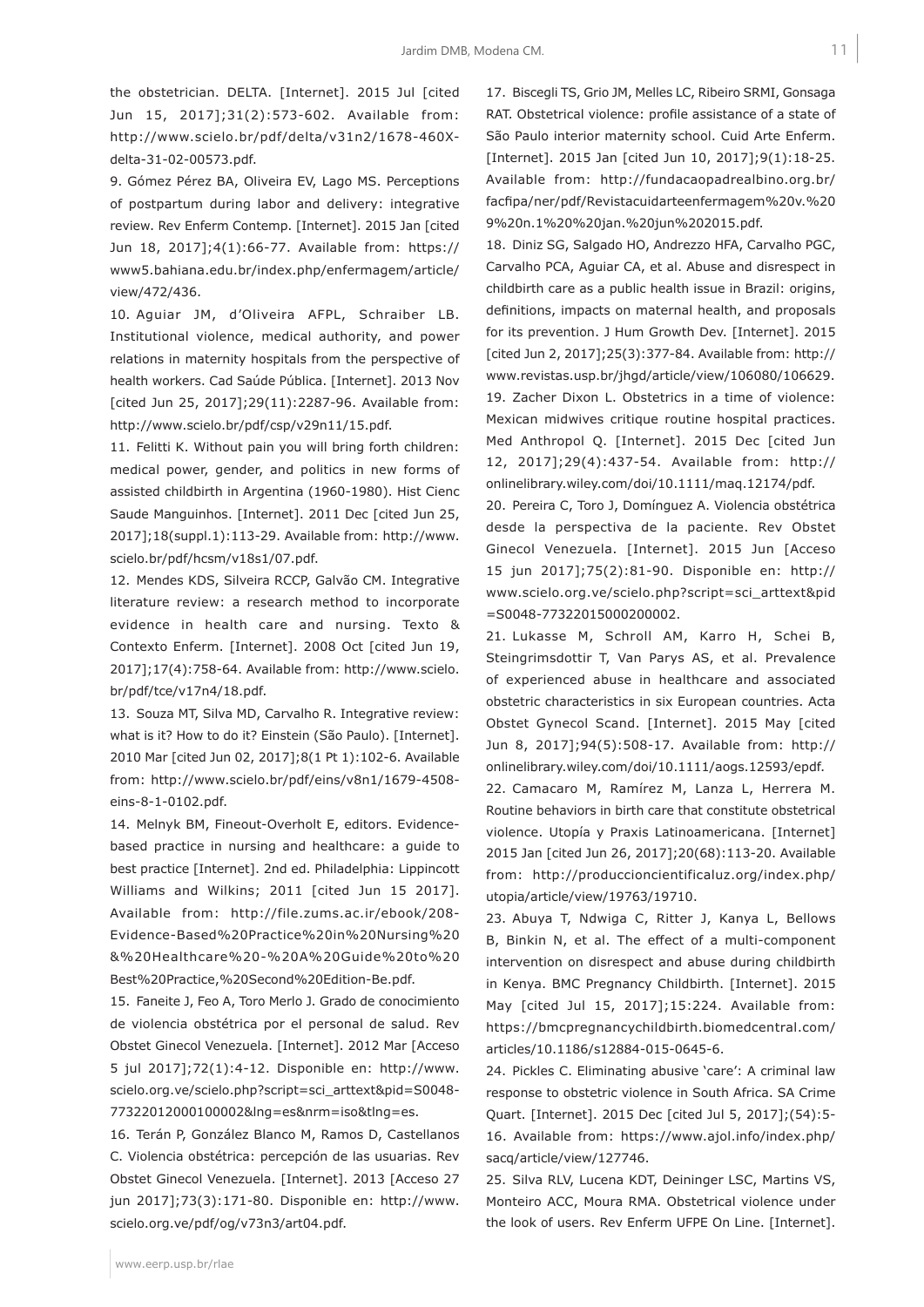the obstetrician. DELTA. [Internet]. 2015 Jul [cited Jun 15, 2017];31(2):573-602. Available from: http://www.scielo.br/pdf/delta/v31n2/1678-460X-delta-31-02-00573.pdf.

9. Gómez Pérez BA, Oliveira EV, Lago MS. Perceptions of postpartum during labor and delivery: integrative review. Rev Enferm Contemp. [Internet]. 2015 Jan [cited Jun 18, 2017];4(1):66-77. Available from: https://www5.bahiana.edu.br/index.php/enfermagem/article/view/472/436.

10. Aguiar JM, d'Oliveira AFPL, Schraiber LB. Institutional violence, medical authority, and power relations in maternity hospitals from the perspective of health workers. Cad Saúde Pública. [Internet]. 2013 Nov [cited Jun 25, 2017];29(11):2287-96. Available from: http://www.scielo.br/pdf/csp/v29n11/15.pdf.

11. Felitti K. Without pain you will bring forth children: medical power, gender, and politics in new forms of assisted childbirth in Argentina (1960-1980). Hist Cienc Saude Manguinhos. [Internet]. 2011 Dec [cited Jun 25, 2017];18(suppl.1):113-29. Available from: http://www.scielo.br/pdf/hcsm/v18s1/07.pdf.

12. Mendes KDS, Silveira RCCP, Galvão CM. Integrative literature review: a research method to incorporate evidence in health care and nursing. Texto & Contexto Enferm. [Internet]. 2008 Oct [cited Jun 19, 2017];17(4):758-64. Available from: http://www.scielo.br/pdf/tce/v17n4/18.pdf.

13. Souza MT, Silva MD, Carvalho R. Integrative review: what is it? How to do it? Einstein (São Paulo). [Internet]. 2010 Mar [cited Jun 02, 2017];8(1 Pt 1):102-6. Available from: http://www.scielo.br/pdf/eins/v8n1/1679-4508-eins-8-1-0102.pdf.

14. Melnyk BM, Fineout-Overholt E, editors. Evidence-based practice in nursing and healthcare: a guide to best practice [Internet]. 2nd ed. Philadelphia: Lippincott Williams and Wilkins; 2011 [cited Jun 15 2017]. Available from: http://file.zums.ac.ir/ebook/208-Evidence-Based%20Practice%20in%20Nursing%20&%20Healthcare%20-%20A%20Guide%20to%20Best%20Practice,%20Second%20Edition-Be.pdf.

15. Faneite J, Feo A, Toro Merlo J. Grado de conocimiento de violencia obstétrica por el personal de salud. Rev Obstet Ginecol Venezuela. [Internet]. 2012 Mar [Acceso 5 jul 2017];72(1):4-12. Disponible en: http://www.scielo.org.ve/scielo.php?script=sci_arttext&pid=S0048-77322012000100002&lng=es&nrm=iso&tlng=es.

16. Terán P, González Blanco M, Ramos D, Castellanos C. Violencia obstétrica: percepción de las usuarias. Rev Obstet Ginecol Venezuela. [Internet]. 2013 [Acceso 27 jun 2017];73(3):171-80. Disponible en: http://www.scielo.org.ve/pdf/og/v73n3/art04.pdf.

17. Biscegli TS, Grio JM, Melles LC, Ribeiro SRMI, Gonsaga RAT. Obstetrical violence: profile assistance of a state of São Paulo interior maternity school. Cuid Arte Enferm. [Internet]. 2015 Jan [cited Jun 10, 2017];9(1):18-25. Available from: http://fundacaopadrealbino.org.br/facfipa/ner/pdf/Revistacuidarteenfermagem%20v.%209%20n.1%20%20jan.%20jun%202015.pdf.

18. Diniz SG, Salgado HO, Andrezzo HFA, Carvalho PGC, Carvalho PCA, Aguiar CA, et al. Abuse and disrespect in childbirth care as a public health issue in Brazil: origins, definitions, impacts on maternal health, and proposals for its prevention. J Hum Growth Dev. [Internet]. 2015 [cited Jun 2, 2017];25(3):377-84. Available from: http://www.revistas.usp.br/jhgd/article/view/106080/106629.

19. Zacher Dixon L. Obstetrics in a time of violence: Mexican midwives critique routine hospital practices. Med Anthropol Q. [Internet]. 2015 Dec [cited Jun 12, 2017];29(4):437-54. Available from: http://onlinelibrary.wiley.com/doi/10.1111/maq.12174/pdf.

20. Pereira C, Toro J, Domínguez A. Violencia obstétrica desde la perspectiva de la paciente. Rev Obstet Ginecol Venezuela. [Internet]. 2015 Jun [Acceso 15 jun 2017];75(2):81-90. Disponible en: http://www.scielo.org.ve/scielo.php?script=sci_arttext&pid=S0048-77322015000200002.

21. Lukasse M, Schroll AM, Karro H, Schei B, Steingrimsdottir T, Van Parys AS, et al. Prevalence of experienced abuse in healthcare and associated obstetric characteristics in six European countries. Acta Obstet Gynecol Scand. [Internet]. 2015 May [cited Jun 8, 2017];94(5):508-17. Available from: http://onlinelibrary.wiley.com/doi/10.1111/aogs.12593/epdf.

22. Camacaro M, Ramírez M, Lanza L, Herrera M. Routine behaviors in birth care that constitute obstetrical violence. Utopía y Praxis Latinoamericana. [Internet] 2015 Jan [cited Jun 26, 2017];20(68):113-20. Available from: http://produccioncientificaluz.org/index.php/utopia/article/view/19763/19710.

23. Abuya T, Ndwiga C, Ritter J, Kanya L, Bellows B, Binkin N, et al. The effect of a multi-component intervention on disrespect and abuse during childbirth in Kenya. BMC Pregnancy Childbirth. [Internet]. 2015 May [cited Jul 15, 2017];15:224. Available from: https://bmcpregnancychildbirth.biomedcentral.com/articles/10.1186/s12884-015-0645-6.

24. Pickles C. Eliminating abusive 'care': A criminal law response to obstetric violence in South Africa. SA Crime Quart. [Internet]. 2015 Dec [cited Jul 5, 2017];(54):5-16. Available from: https://www.ajol.info/index.php/sacq/article/view/127746.

25. Silva RLV, Lucena KDT, Deininger LSC, Martins VS, Monteiro ACC, Moura RMA. Obstetrical violence under the look of users. Rev Enferm UFPE On Line. [Internet].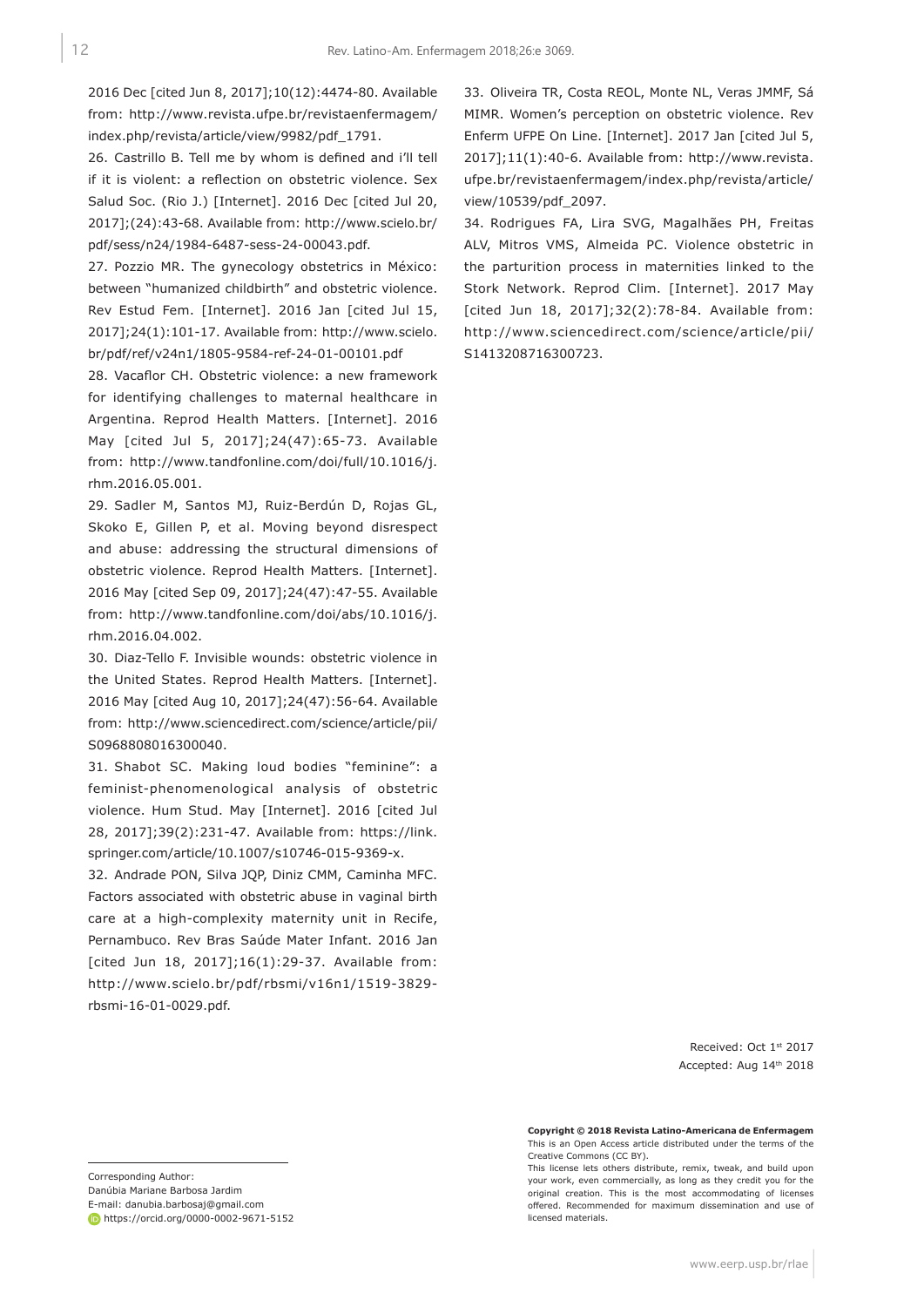2016 Dec [cited Jun 8, 2017];10(12):4474-80. Available from: http://www.revista.ufpe.br/revistaenfermagem/index.php/revista/article/view/9982/pdf_1791.

26. Castrillo B. Tell me by whom is defined and i'll tell if it is violent: a reflection on obstetric violence. Sex Salud Soc. (Rio J.) [Internet]. 2016 Dec [cited Jul 20, 2017];(24):43-68. Available from: http://www.scielo.br/pdf/sess/n24/1984-6487-sess-24-00043.pdf.

27. Pozzio MR. The gynecology obstetrics in México: between "humanized childbirth" and obstetric violence. Rev Estud Fem. [Internet]. 2016 Jan [cited Jul 15, 2017];24(1):101-17. Available from: http://www.scielo.br/pdf/ref/v24n1/1805-9584-ref-24-01-00101.pdf

28. Vacaflor CH. Obstetric violence: a new framework for identifying challenges to maternal healthcare in Argentina. Reprod Health Matters. [Internet]. 2016 May [cited Jul 5, 2017];24(47):65-73. Available from: http://www.tandfonline.com/doi/full/10.1016/j.rhm.2016.05.001.

29. Sadler M, Santos MJ, Ruiz-Berdún D, Rojas GL, Skoko E, Gillen P, et al. Moving beyond disrespect and abuse: addressing the structural dimensions of obstetric violence. Reprod Health Matters. [Internet]. 2016 May [cited Sep 09, 2017];24(47):47-55. Available from: http://www.tandfonline.com/doi/abs/10.1016/j.rhm.2016.04.002.

30. Diaz-Tello F. Invisible wounds: obstetric violence in the United States. Reprod Health Matters. [Internet]. 2016 May [cited Aug 10, 2017];24(47):56-64. Available from: http://www.sciencedirect.com/science/article/pii/S0968808016300040.

31. Shabot SC. Making loud bodies "feminine": a feminist-phenomenological analysis of obstetric violence. Hum Stud. May [Internet]. 2016 [cited Jul 28, 2017];39(2):231-47. Available from: https://link.springer.com/article/10.1007/s10746-015-9369-x.

32. Andrade PON, Silva JQP, Diniz CMM, Caminha MFC. Factors associated with obstetric abuse in vaginal birth care at a high-complexity maternity unit in Recife, Pernambuco. Rev Bras Saúde Mater Infant. 2016 Jan [cited Jun 18, 2017];16(1):29-37. Available from: http://www.scielo.br/pdf/rbsmi/v16n1/1519-3829-rbsmi-16-01-0029.pdf.

33. Oliveira TR, Costa REOL, Monte NL, Veras JMMF, Sá MIMR. Women's perception on obstetric violence. Rev Enferm UFPE On Line. [Internet]. 2017 Jan [cited Jul 5, 2017];11(1):40-6. Available from: http://www.revista.ufpe.br/revistaenfermagem/index.php/revista/article/view/10539/pdf_2097.

34. Rodrigues FA, Lira SVG, Magalhães PH, Freitas ALV, Mitros VMS, Almeida PC. Violence obstetric in the parturition process in maternities linked to the Stork Network. Reprod Clim. [Internet]. 2017 May [cited Jun 18, 2017];32(2):78-84. Available from: http://www.sciencedirect.com/science/article/pii/S1413208716300723.

Received: Oct 1st 2017
Accepted: Aug 14th 2018

Corresponding Author:
Danúbia Mariane Barbosa Jardim
E-mail: danubia.barbosaj@gmail.com
https://orcid.org/0000-0002-9671-5152

**Copyright © 2018 Revista Latino-Americana de Enfermagem**
This is an Open Access article distributed under the terms of the Creative Commons (CC BY).
This license lets others distribute, remix, tweak, and build upon your work, even commercially, as long as they credit you for the original creation. This is the most accommodating of licenses offered. Recommended for maximum dissemination and use of licensed materials.